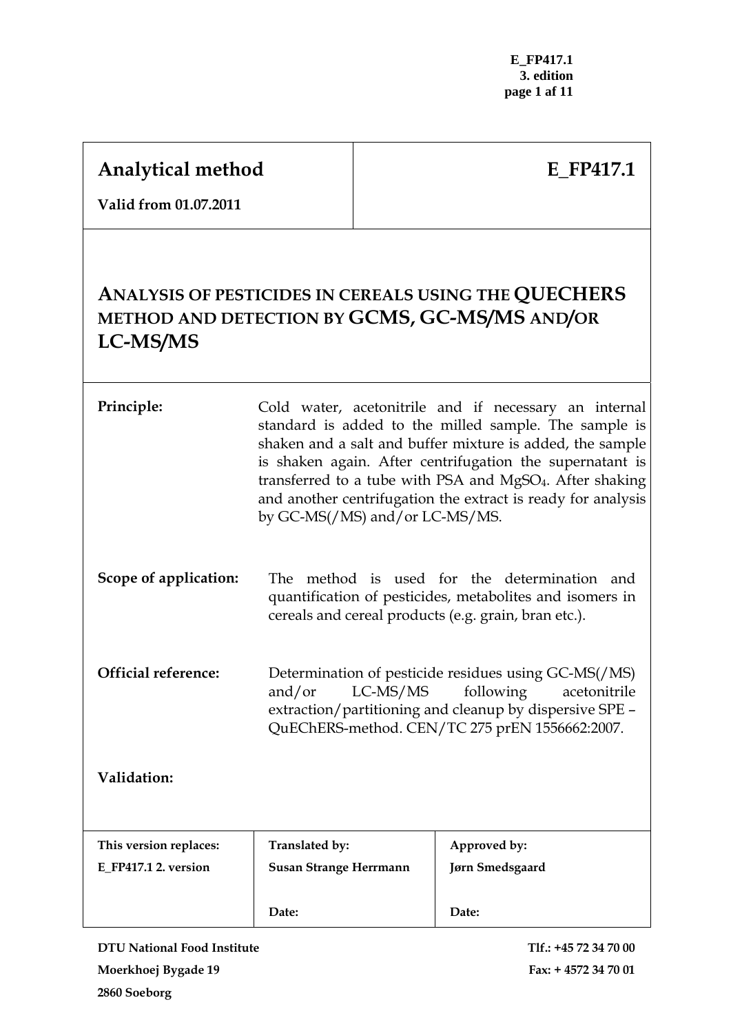| Analytical method | E_FP417.1 |
|---|---|
| **Valid from 01.07.2011** | |

# ANALYSIS OF PESTICIDES IN CEREALS USING THE QUECHERS METHOD AND DETECTION BY GCMS, GC-MS/MS AND/OR LC-MS/MS

**Principle:** Cold water, acetonitrile and if necessary an internal standard is added to the milled sample. The sample is shaken and a salt and buffer mixture is added, the sample is shaken again. After centrifugation the supernatant is transferred to a tube with PSA and $MgSO_4$. After shaking and another centrifugation the extract is ready for analysis by GC-MS(/MS) and/or LC-MS/MS.

**Scope of application:** The method is used for the determination and quantification of pesticides, metabolites and isomers in cereals and cereal products (e.g. grain, bran etc.).

**Official reference:** Determination of pesticide residues using GC-MS(/MS) and/or LC-MS/MS following acetonitrile extraction/partitioning and cleanup by dispersive SPE – QuEChERS-method. CEN/TC 275 prEN 1556662:2007.

**Validation:**

| This version replaces: | Translated by: | Approved by: |
|---|---|---|
| E_FP417.1 2. version | Susan Strange Herrmann | Jørn Smedsgaard |
| | Date: | Date: |

**DTU National Food Institute**
**Moerkhoej Bygade 19**
**2860 Soeborg**

**Tlf.: +45 72 34 70 00**
**Fax: + 4572 34 70 01**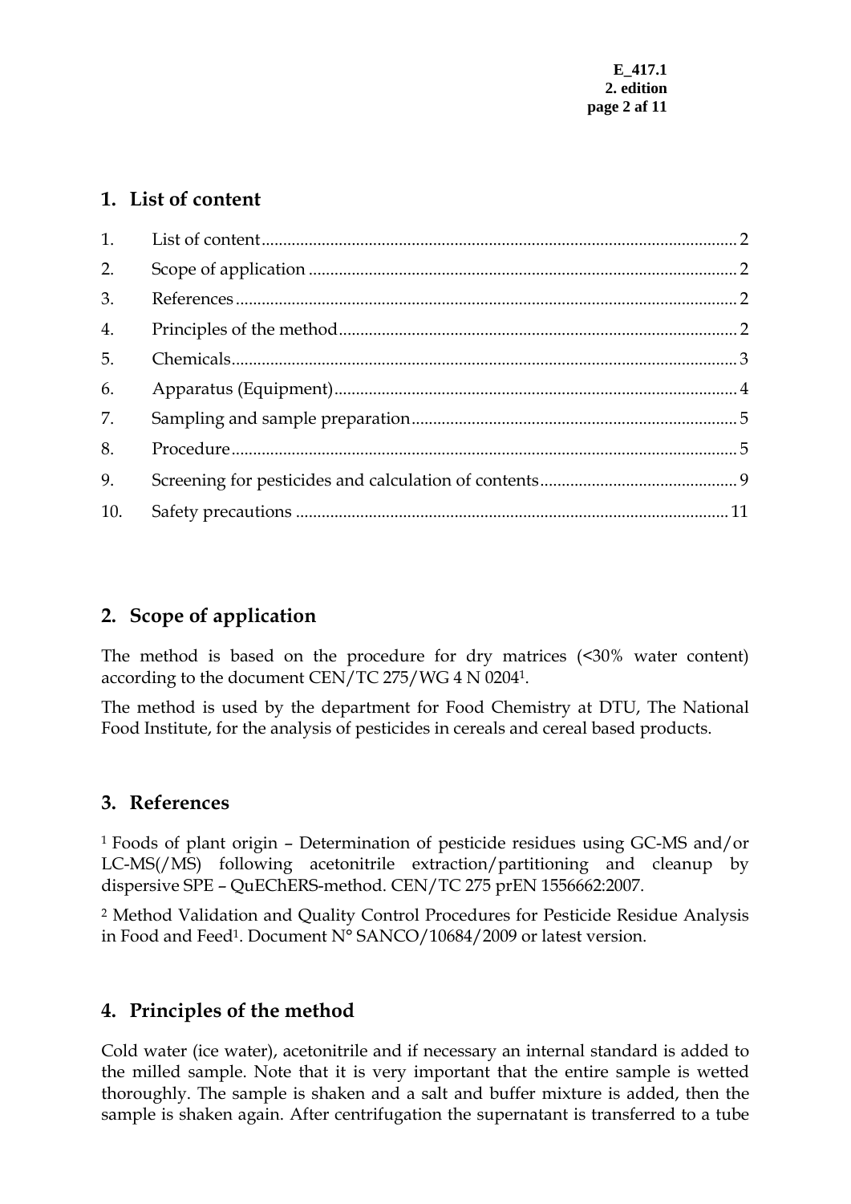## 1. List of content

| | | |
|---|---|---|
| 1. | List of content | 2 |
| 2. | Scope of application | 2 |
| 3. | References | 2 |
| 4. | Principles of the method | 2 |
| 5. | Chemicals | 3 |
| 6. | Apparatus (Equipment) | 4 |
| 7. | Sampling and sample preparation | 5 |
| 8. | Procedure | 5 |
| 9. | Screening for pesticides and calculation of contents | 9 |
| 10. | Safety precautions | 11 |

## 2. Scope of application

The method is based on the procedure for dry matrices (<30% water content) according to the document CEN/TC 275/WG 4 N 0204[1].

The method is used by the department for Food Chemistry at DTU, The National Food Institute, for the analysis of pesticides in cereals and cereal based products.

## 3. References

[1] Foods of plant origin – Determination of pesticide residues using GC-MS and/or LC-MS(/MS) following acetonitrile extraction/partitioning and cleanup by dispersive SPE – QuEChERS-method. CEN/TC 275 prEN 1556662:2007.

[2] Method Validation and Quality Control Procedures for Pesticide Residue Analysis in Food and Feed[1]. Document N° SANCO/10684/2009 or latest version.

## 4. Principles of the method

Cold water (ice water), acetonitrile and if necessary an internal standard is added to the milled sample. Note that it is very important that the entire sample is wetted thoroughly. The sample is shaken and a salt and buffer mixture is added, then the sample is shaken again. After centrifugation the supernatant is transferred to a tube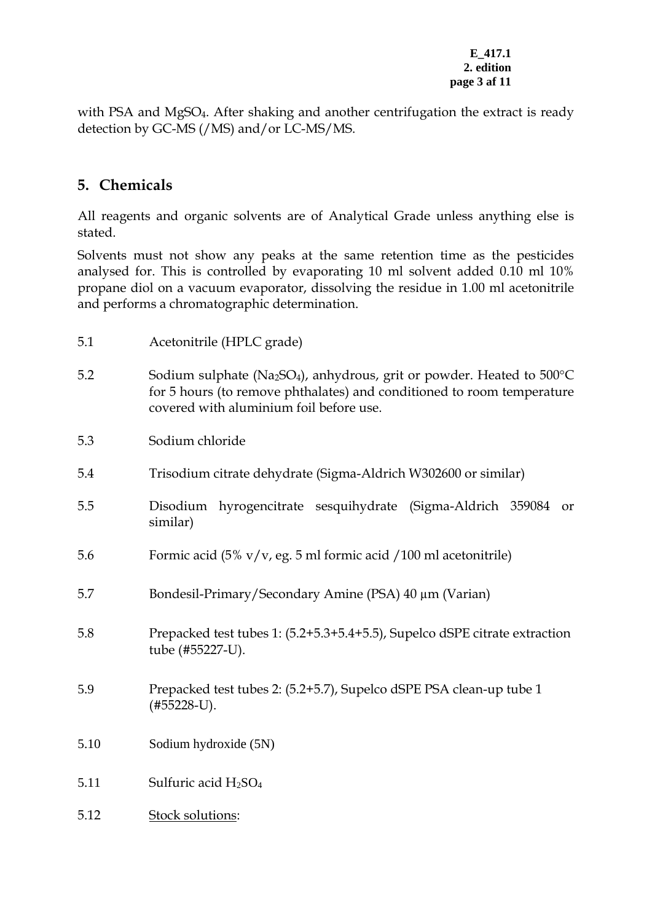with PSA and $MgSO_4$. After shaking and another centrifugation the extract is ready detection by GC-MS (/MS) and/or LC-MS/MS.

## 5. Chemicals

All reagents and organic solvents are of Analytical Grade unless anything else is stated.

Solvents must not show any peaks at the same retention time as the pesticides analysed for. This is controlled by evaporating 10 ml solvent added 0.10 ml 10% propane diol on a vacuum evaporator, dissolving the residue in 1.00 ml acetonitrile and performs a chromatographic determination.

5.1 Acetonitrile (HPLC grade)

5.2 Sodium sulphate ($Na_2SO_4$), anhydrous, grit or powder. Heated to 500°C for 5 hours (to remove phthalates) and conditioned to room temperature covered with aluminium foil before use.

5.3 Sodium chloride

5.4 Trisodium citrate dehydrate (Sigma-Aldrich W302600 or similar)

5.5 Disodium hyrogencitrate sesquihydrate (Sigma-Aldrich 359084 or similar)

5.6 Formic acid (5% v/v, eg. 5 ml formic acid /100 ml acetonitrile)

5.7 Bondesil-Primary/Secondary Amine (PSA) 40 µm (Varian)

5.8 Prepacked test tubes 1: (5.2+5.3+5.4+5.5), Supelco dSPE citrate extraction tube (#55227-U).

5.9 Prepacked test tubes 2: (5.2+5.7), Supelco dSPE PSA clean-up tube 1 (#55228-U).

5.10 Sodium hydroxide (5N)

5.11 Sulfuric acid $H_2SO_4$

5.12 Stock solutions: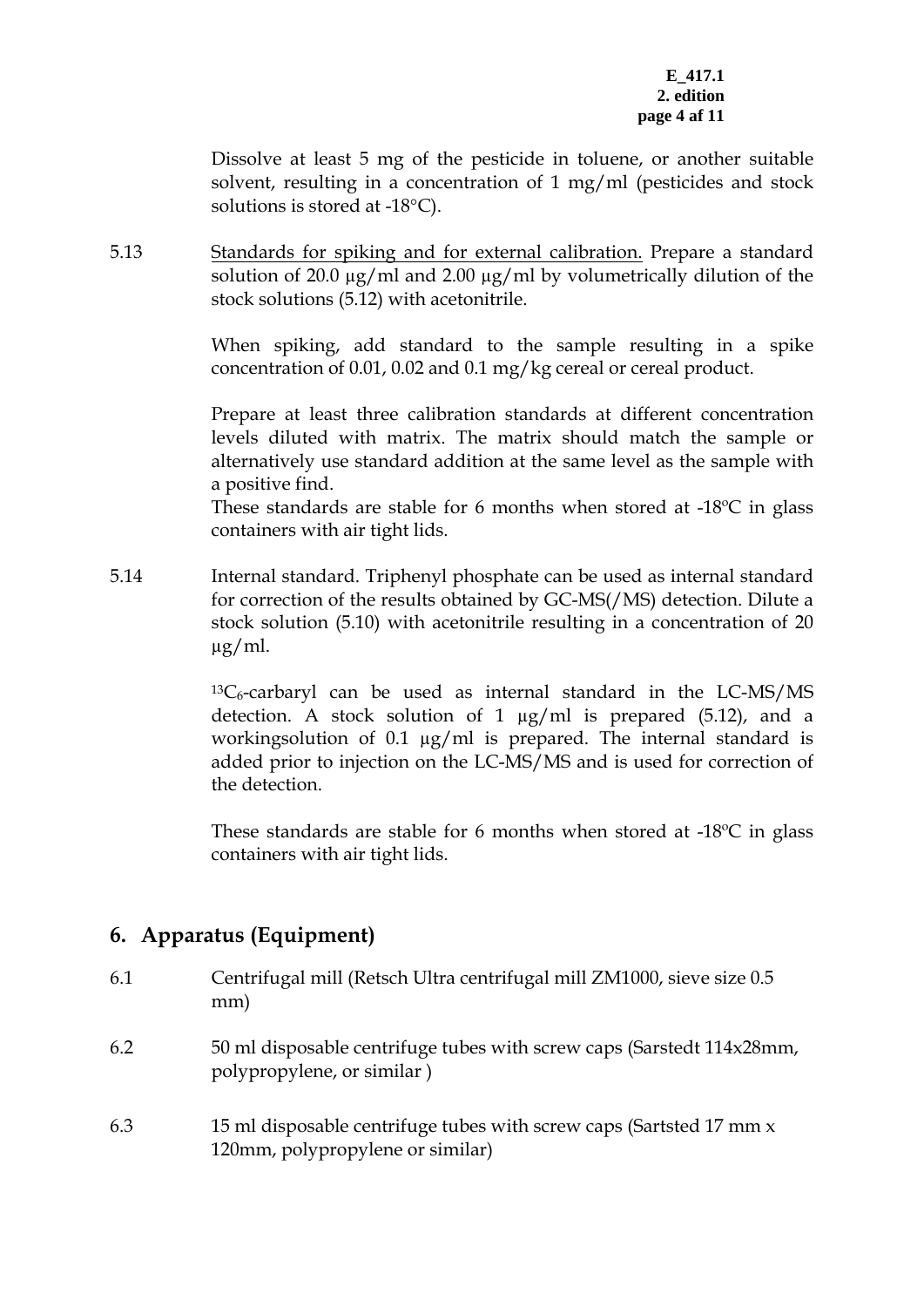Dissolve at least 5 mg of the pesticide in toluene, or another suitable solvent, resulting in a concentration of 1 mg/ml (pesticides and stock solutions is stored at -18°C).

5.13 Standards for spiking and for external calibration. Prepare a standard solution of 20.0 µg/ml and 2.00 µg/ml by volumetrically dilution of the stock solutions (5.12) with acetonitrile.

When spiking, add standard to the sample resulting in a spike concentration of 0.01, 0.02 and 0.1 mg/kg cereal or cereal product.

Prepare at least three calibration standards at different concentration levels diluted with matrix. The matrix should match the sample or alternatively use standard addition at the same level as the sample with a positive find.
These standards are stable for 6 months when stored at -18ºC in glass containers with air tight lids.

5.14 Internal standard. Triphenyl phosphate can be used as internal standard for correction of the results obtained by GC-MS(/MS) detection. Dilute a stock solution (5.10) with acetonitrile resulting in a concentration of 20 µg/ml.

$^{13}C_6$-carbaryl can be used as internal standard in the LC-MS/MS detection. A stock solution of 1 µg/ml is prepared (5.12), and a workingsolution of 0.1 µg/ml is prepared. The internal standard is added prior to injection on the LC-MS/MS and is used for correction of the detection.

These standards are stable for 6 months when stored at -18ºC in glass containers with air tight lids.

## 6. Apparatus (Equipment)

6.1 Centrifugal mill (Retsch Ultra centrifugal mill ZM1000, sieve size 0.5 mm)

6.2 50 ml disposable centrifuge tubes with screw caps (Sarstedt 114x28mm, polypropylene, or similar )

6.3 15 ml disposable centrifuge tubes with screw caps (Sartsted 17 mm x 120mm, polypropylene or similar)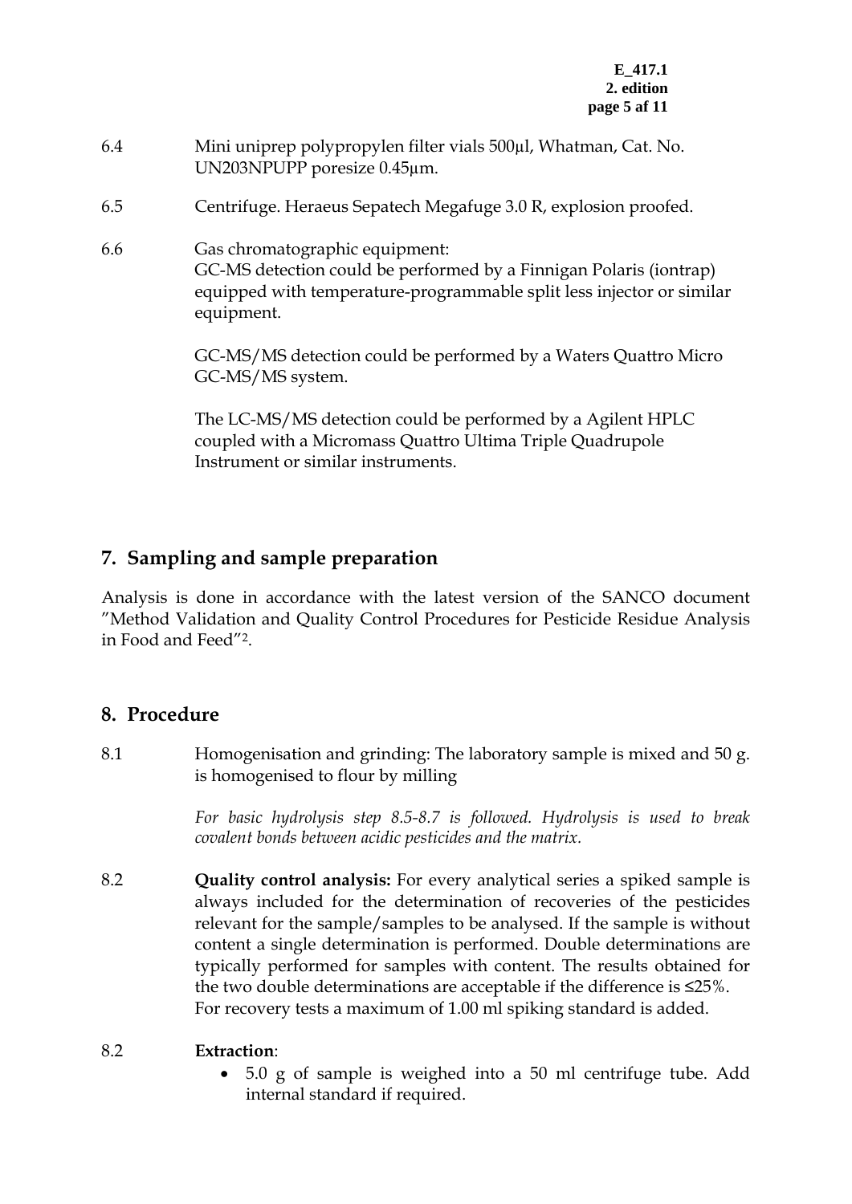6.4 Mini uniprep polypropylen filter vials 500µl, Whatman, Cat. No. UN203NPUPP poresize 0.45µm.

6.5 Centrifuge. Heraeus Sepatech Megafuge 3.0 R, explosion proofed.

6.6 Gas chromatographic equipment:
GC-MS detection could be performed by a Finnigan Polaris (iontrap) equipped with temperature-programmable split less injector or similar equipment.

GC-MS/MS detection could be performed by a Waters Quattro Micro GC-MS/MS system.

The LC-MS/MS detection could be performed by a Agilent HPLC coupled with a Micromass Quattro Ultima Triple Quadrupole Instrument or similar instruments.

## 7. Sampling and sample preparation

Analysis is done in accordance with the latest version of the SANCO document "Method Validation and Quality Control Procedures for Pesticide Residue Analysis in Food and Feed"[2].

## 8. Procedure

8.1 Homogenisation and grinding: The laboratory sample is mixed and 50 g. is homogenised to flour by milling

*For basic hydrolysis step 8.5-8.7 is followed. Hydrolysis is used to break covalent bonds between acidic pesticides and the matrix.*

8.2 **Quality control analysis:** For every analytical series a spiked sample is always included for the determination of recoveries of the pesticides relevant for the sample/samples to be analysed. If the sample is without content a single determination is performed. Double determinations are typically performed for samples with content. The results obtained for the two double determinations are acceptable if the difference is ≤25%. For recovery tests a maximum of 1.00 ml spiking standard is added.

8.2 **Extraction**:

- 5.0 g of sample is weighed into a 50 ml centrifuge tube. Add internal standard if required.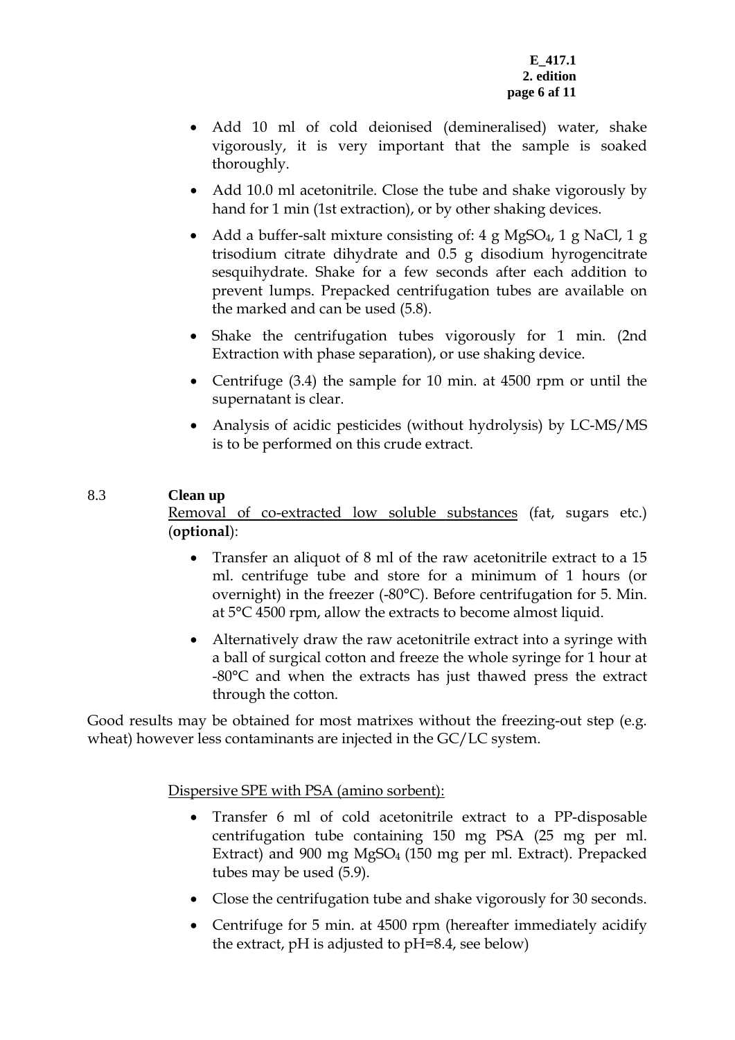- Add 10 ml of cold deionised (demineralised) water, shake vigorously, it is very important that the sample is soaked thoroughly.
- Add 10.0 ml acetonitrile. Close the tube and shake vigorously by hand for 1 min (1st extraction), or by other shaking devices.
- Add a buffer-salt mixture consisting of: 4 g $MgSO_4$, 1 g NaCl, 1 g trisodium citrate dihydrate and 0.5 g disodium hyrogencitrate sesquihydrate. Shake for a few seconds after each addition to prevent lumps. Prepacked centrifugation tubes are available on the marked and can be used (5.8).
- Shake the centrifugation tubes vigorously for 1 min. (2nd Extraction with phase separation), or use shaking device.
- Centrifuge (3.4) the sample for 10 min. at 4500 rpm or until the supernatant is clear.
- Analysis of acidic pesticides (without hydrolysis) by LC-MS/MS is to be performed on this crude extract.

## 8.3 Clean up

Removal of co-extracted low soluble substances (fat, sugars etc.) (**optional**):

- Transfer an aliquot of 8 ml of the raw acetonitrile extract to a 15 ml. centrifuge tube and store for a minimum of 1 hours (or overnight) in the freezer (-80°C). Before centrifugation for 5. Min. at 5°C 4500 rpm, allow the extracts to become almost liquid.
- Alternatively draw the raw acetonitrile extract into a syringe with a ball of surgical cotton and freeze the whole syringe for 1 hour at -80°C and when the extracts has just thawed press the extract through the cotton.

Good results may be obtained for most matrixes without the freezing-out step (e.g. wheat) however less contaminants are injected in the GC/LC system.

Dispersive SPE with PSA (amino sorbent):

- Transfer 6 ml of cold acetonitrile extract to a PP-disposable centrifugation tube containing 150 mg PSA (25 mg per ml. Extract) and 900 mg $MgSO_4$ (150 mg per ml. Extract). Prepacked tubes may be used (5.9).
- Close the centrifugation tube and shake vigorously for 30 seconds.
- Centrifuge for 5 min. at 4500 rpm (hereafter immediately acidify the extract, pH is adjusted to pH=8.4, see below)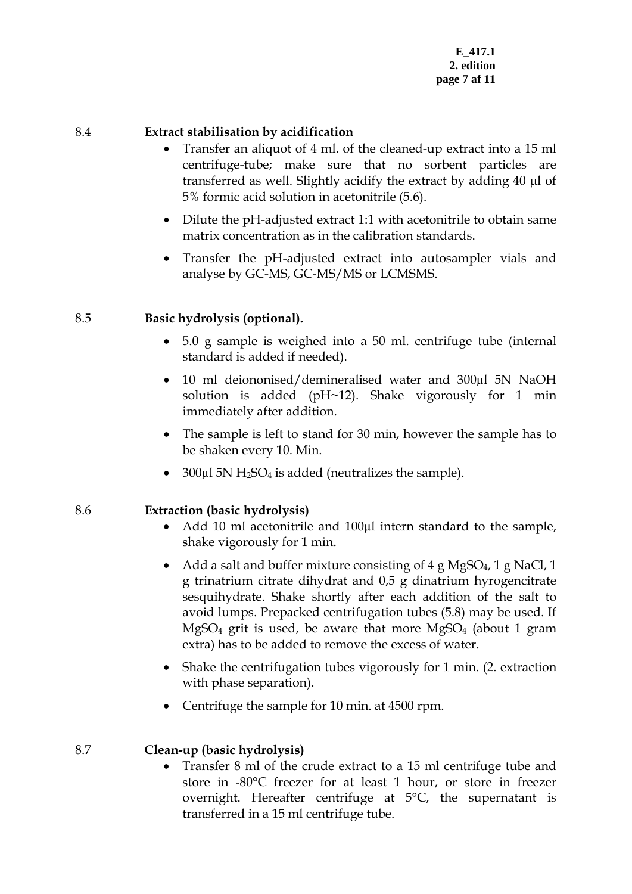## 8.4 Extract stabilisation by acidification

- Transfer an aliquot of 4 ml. of the cleaned-up extract into a 15 ml centrifuge-tube; make sure that no sorbent particles are transferred as well. Slightly acidify the extract by adding 40 µl of 5% formic acid solution in acetonitrile (5.6).
- Dilute the pH-adjusted extract 1:1 with acetonitrile to obtain same matrix concentration as in the calibration standards.
- Transfer the pH-adjusted extract into autosampler vials and analyse by GC-MS, GC-MS/MS or LCMSMS.

## 8.5 Basic hydrolysis (optional).

- 5.0 g sample is weighed into a 50 ml. centrifuge tube (internal standard is added if needed).
- 10 ml deiononised/demineralised water and 300µl 5N NaOH solution is added (pH~12). Shake vigorously for 1 min immediately after addition.
- The sample is left to stand for 30 min, however the sample has to be shaken every 10. Min.
- 300µl 5N $H_2SO_4$ is added (neutralizes the sample).

## 8.6 Extraction (basic hydrolysis)

- Add 10 ml acetonitrile and 100µl intern standard to the sample, shake vigorously for 1 min.
- Add a salt and buffer mixture consisting of 4 g $MgSO_4$, 1 g NaCl, 1 g trinatrium citrate dihydrat and 0,5 g dinatrium hyrogencitrate sesquihydrate. Shake shortly after each addition of the salt to avoid lumps. Prepacked centrifugation tubes (5.8) may be used. If $MgSO_4$ grit is used, be aware that more $MgSO_4$ (about 1 gram extra) has to be added to remove the excess of water.
- Shake the centrifugation tubes vigorously for 1 min. (2. extraction with phase separation).
- Centrifuge the sample for 10 min. at 4500 rpm.

## 8.7 Clean-up (basic hydrolysis)

- Transfer 8 ml of the crude extract to a 15 ml centrifuge tube and store in -80°C freezer for at least 1 hour, or store in freezer overnight. Hereafter centrifuge at 5°C, the supernatant is transferred in a 15 ml centrifuge tube.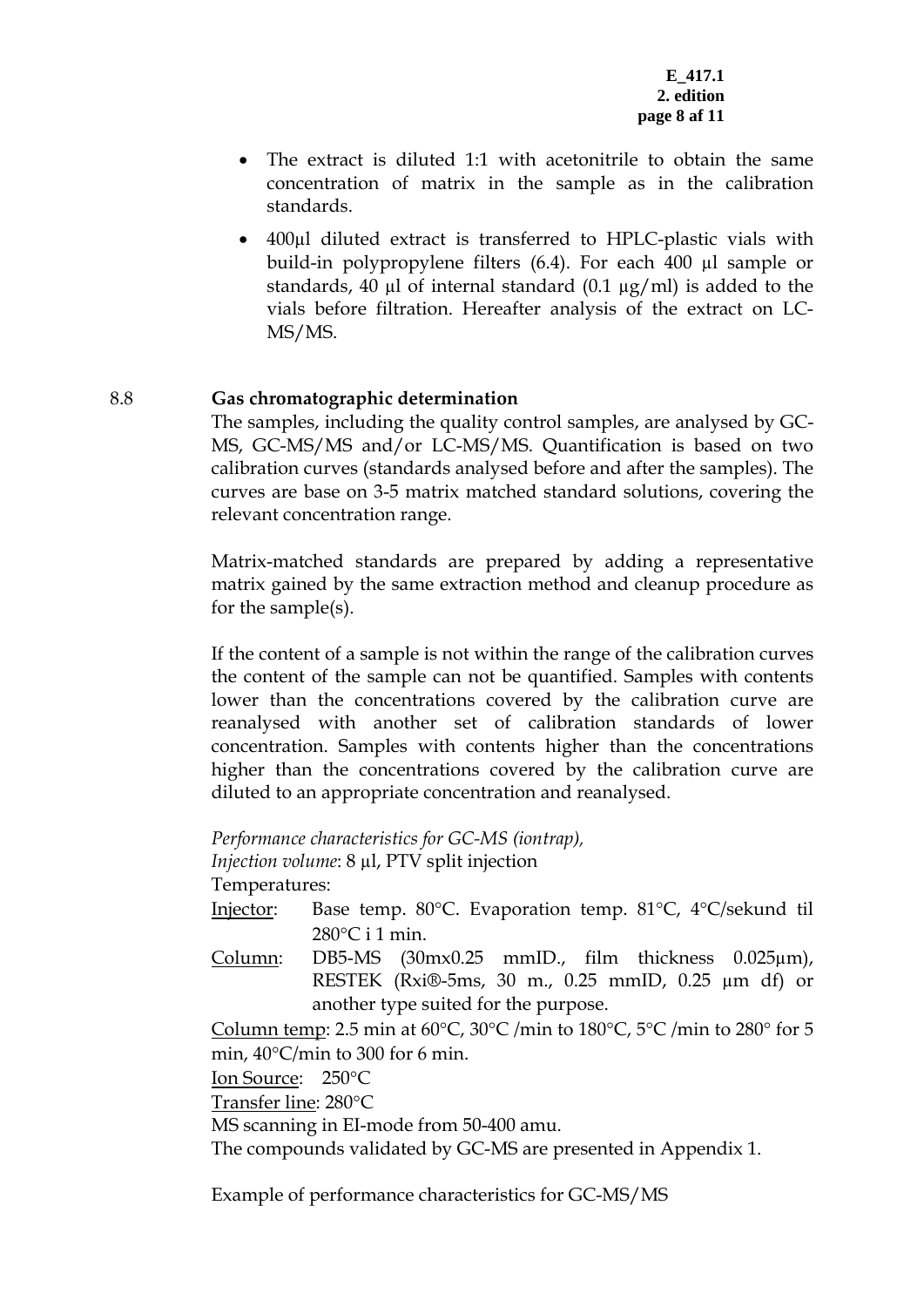- The extract is diluted 1:1 with acetonitrile to obtain the same concentration of matrix in the sample as in the calibration standards.
- 400µl diluted extract is transferred to HPLC-plastic vials with build-in polypropylene filters (6.4). For each 400 µl sample or standards, 40 µl of internal standard (0.1 µg/ml) is added to the vials before filtration. Hereafter analysis of the extract on LC-MS/MS.

### 8.8 Gas chromatographic determination

The samples, including the quality control samples, are analysed by GC-MS, GC-MS/MS and/or LC-MS/MS. Quantification is based on two calibration curves (standards analysed before and after the samples). The curves are base on 3-5 matrix matched standard solutions, covering the relevant concentration range.

Matrix-matched standards are prepared by adding a representative matrix gained by the same extraction method and cleanup procedure as for the sample(s).

If the content of a sample is not within the range of the calibration curves the content of the sample can not be quantified. Samples with contents lower than the concentrations covered by the calibration curve are reanalysed with another set of calibration standards of lower concentration. Samples with contents higher than the concentrations higher than the concentrations covered by the calibration curve are diluted to an appropriate concentration and reanalysed.

*Performance characteristics for GC-MS (iontrap),*
*Injection volume*: 8 µl, PTV split injection
Temperatures:

Injector: Base temp. 80°C. Evaporation temp. 81°C, 4°C/sekund til 280°C i 1 min.

Column: DB5-MS (30mx0.25 mmID., film thickness 0.025µm), RESTEK (Rxi®-5ms, 30 m., 0.25 mmID, 0.25 µm df) or another type suited for the purpose.

Column temp: 2.5 min at 60°C, 30°C /min to 180°C, 5°C /min to 280° for 5 min, 40°C/min to 300 for 6 min.

Ion Source: 250°C

Transfer line: 280°C

MS scanning in EI-mode from 50-400 amu.

The compounds validated by GC-MS are presented in Appendix 1.

Example of performance characteristics for GC-MS/MS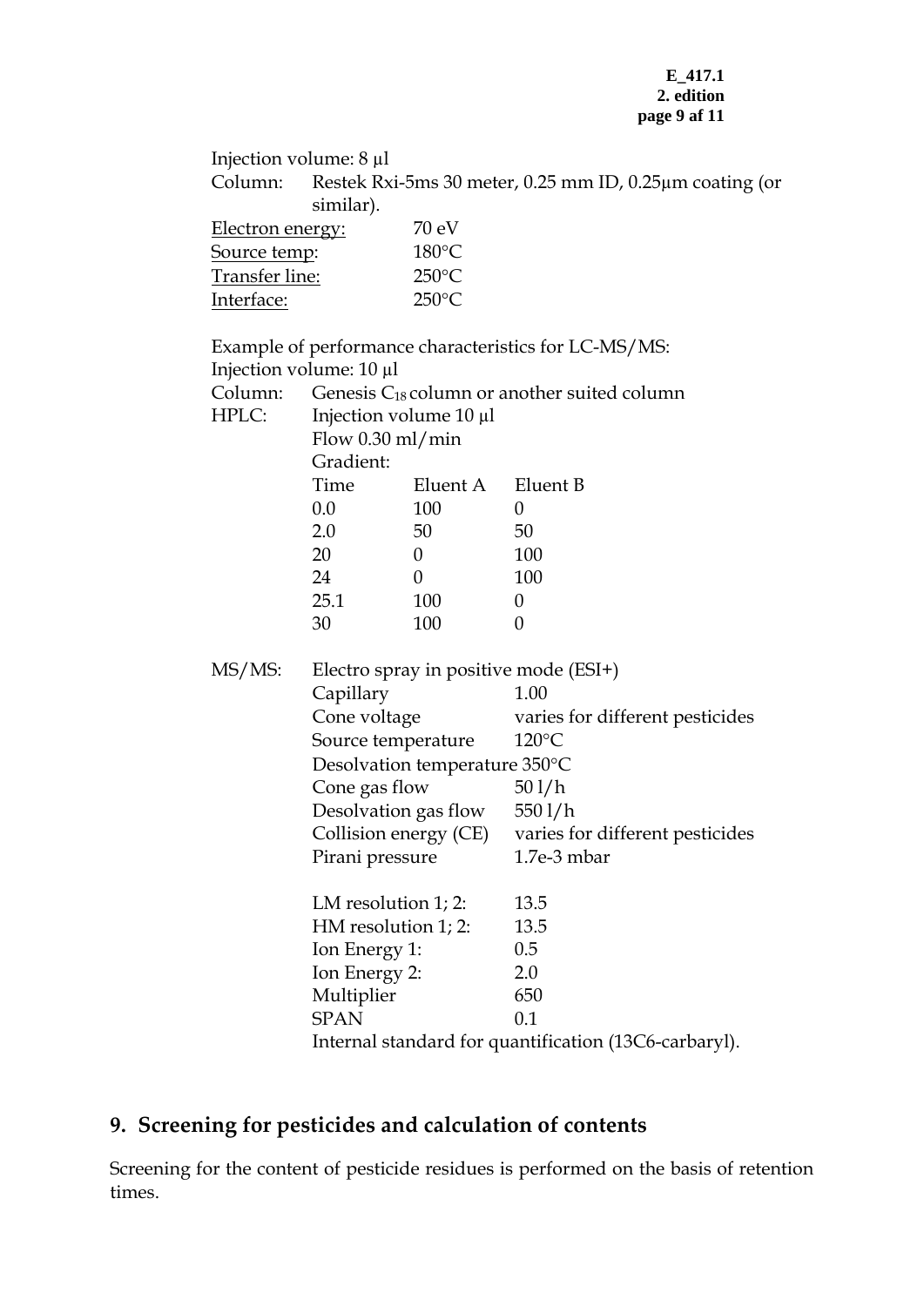Injection volume: 8 µl

Column: Restek Rxi-5ms 30 meter, 0.25 mm ID, 0.25µm coating (or similar).

| | |
|---|---|
| Electron energy: | 70 eV |
| Source temp: | 180°C |
| Transfer line: | 250°C |
| Interface: | 250°C |

Example of performance characteristics for LC-MS/MS:

Injection volume: 10 µl

Column: Genesis $C_{18}$ column or another suited column

HPLC: Injection volume 10 µl

Flow 0.30 ml/min

Gradient:

| Time | Eluent A | Eluent B |
|---|---|---|
| 0.0 | 100 | 0 |
| 2.0 | 50 | 50 |
| 20 | 0 | 100 |
| 24 | 0 | 100 |
| 25.1 | 100 | 0 |
| 30 | 100 | 0 |

MS/MS: Electro spray in positive mode (ESI+)

| | |
|---|---|
| Capillary | 1.00 |
| Cone voltage | varies for different pesticides |
| Source temperature | 120°C |
| Desolvation temperature | 350°C |
| Cone gas flow | 50 l/h |
| Desolvation gas flow | 550 l/h |
| Collision energy (CE) | varies for different pesticides |
| Pirani pressure | 1.7e-3 mbar |

| | |
|---|---|
| LM resolution 1; 2: | 13.5 |
| HM resolution 1; 2: | 13.5 |
| Ion Energy 1: | 0.5 |
| Ion Energy 2: | 2.0 |
| Multiplier | 650 |
| SPAN | 0.1 |

Internal standard for quantification (13C6-carbaryl).

## 9. Screening for pesticides and calculation of contents

Screening for the content of pesticide residues is performed on the basis of retention times.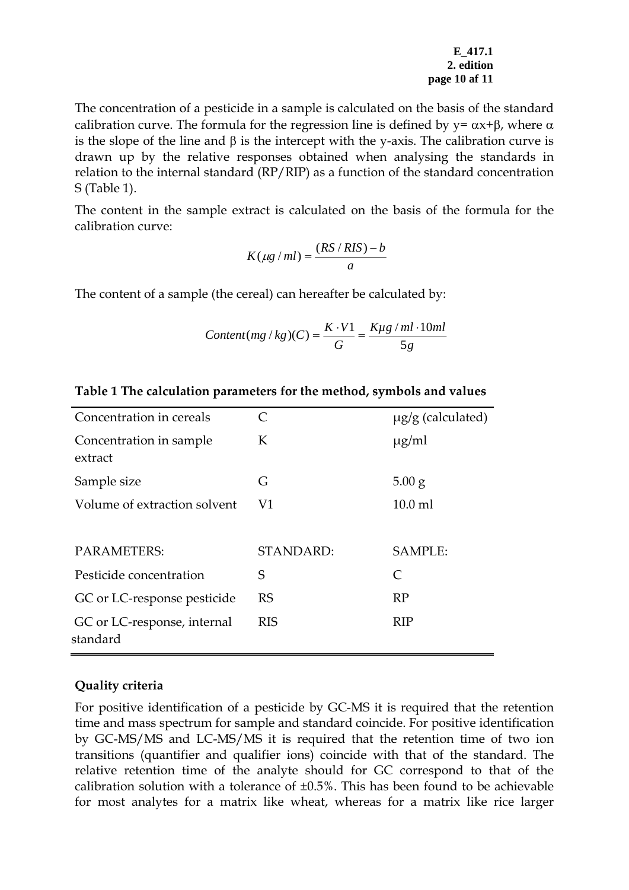The concentration of a pesticide in a sample is calculated on the basis of the standard calibration curve. The formula for the regression line is defined by $y= \alpha x+\beta$, where $\alpha$ is the slope of the line and $\beta$ is the intercept with the y-axis. The calibration curve is drawn up by the relative responses obtained when analysing the standards in relation to the internal standard (RP/RIP) as a function of the standard concentration S (Table 1).

The content in the sample extract is calculated on the basis of the formula for the calibration curve:

$$K(\mu g/ml) = \frac{(RS/RIS) - b}{a}$$

The content of a sample (the cereal) can hereafter be calculated by:

$$Content(mg/kg)(C) = \frac{K \cdot V1}{G} = \frac{K\mu g/ml \cdot 10ml}{5g}$$

**Table 1 The calculation parameters for the method, symbols and values**

| | | |
|---|---|---|
| Concentration in cereals | C | µg/g (calculated) |
| Concentration in sample extract | K | µg/ml |
| Sample size | G | 5.00 g |
| Volume of extraction solvent | V1 | 10.0 ml |
| | | |
| PARAMETERS: | STANDARD: | SAMPLE: |
| Pesticide concentration | S | C |
| GC or LC-response pesticide | RS | RP |
| GC or LC-response, internal standard | RIS | RIP |

**Quality criteria**

For positive identification of a pesticide by GC-MS it is required that the retention time and mass spectrum for sample and standard coincide. For positive identification by GC-MS/MS and LC-MS/MS it is required that the retention time of two ion transitions (quantifier and qualifier ions) coincide with that of the standard. The relative retention time of the analyte should for GC correspond to that of the calibration solution with a tolerance of ±0.5%. This has been found to be achievable for most analytes for a matrix like wheat, whereas for a matrix like rice larger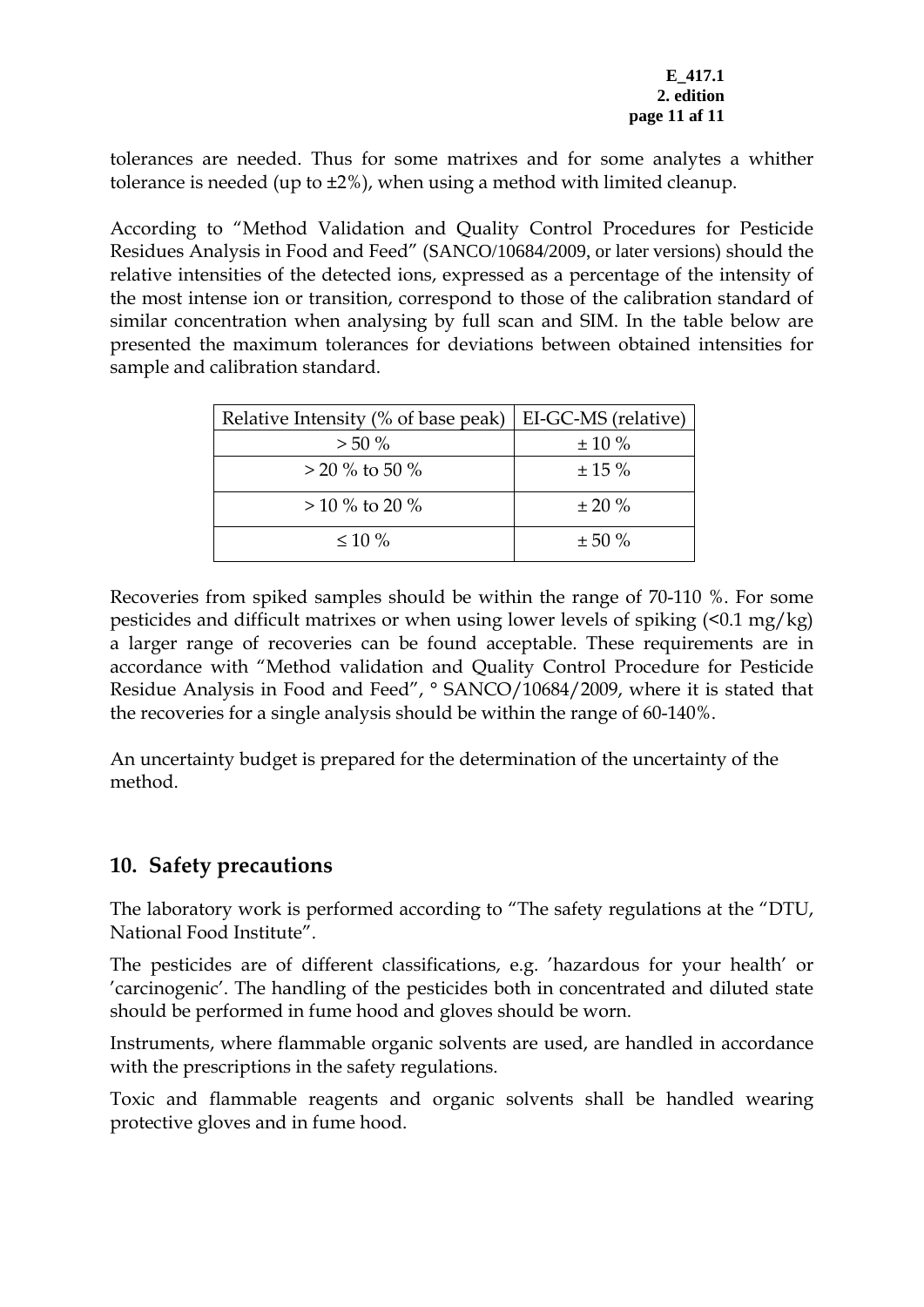tolerances are needed. Thus for some matrixes and for some analytes a whither tolerance is needed (up to ±2%), when using a method with limited cleanup.

According to "Method Validation and Quality Control Procedures for Pesticide Residues Analysis in Food and Feed" (SANCO/10684/2009, or later versions) should the relative intensities of the detected ions, expressed as a percentage of the intensity of the most intense ion or transition, correspond to those of the calibration standard of similar concentration when analysing by full scan and SIM. In the table below are presented the maximum tolerances for deviations between obtained intensities for sample and calibration standard.

| Relative Intensity (% of base peak) | EI-GC-MS (relative) |
|---|---|
| > 50 % | ± 10 % |
| > 20 % to 50 % | ± 15 % |
| > 10 % to 20 % | ± 20 % |
| ≤ 10 % | ± 50 % |

Recoveries from spiked samples should be within the range of 70-110 %. For some pesticides and difficult matrixes or when using lower levels of spiking (<0.1 mg/kg) a larger range of recoveries can be found acceptable. These requirements are in accordance with "Method validation and Quality Control Procedure for Pesticide Residue Analysis in Food and Feed", ° SANCO/10684/2009, where it is stated that the recoveries for a single analysis should be within the range of 60-140%.

An uncertainty budget is prepared for the determination of the uncertainty of the method.

## 10. Safety precautions

The laboratory work is performed according to "The safety regulations at the "DTU, National Food Institute".

The pesticides are of different classifications, e.g. 'hazardous for your health' or 'carcinogenic'. The handling of the pesticides both in concentrated and diluted state should be performed in fume hood and gloves should be worn.

Instruments, where flammable organic solvents are used, are handled in accordance with the prescriptions in the safety regulations.

Toxic and flammable reagents and organic solvents shall be handled wearing protective gloves and in fume hood.